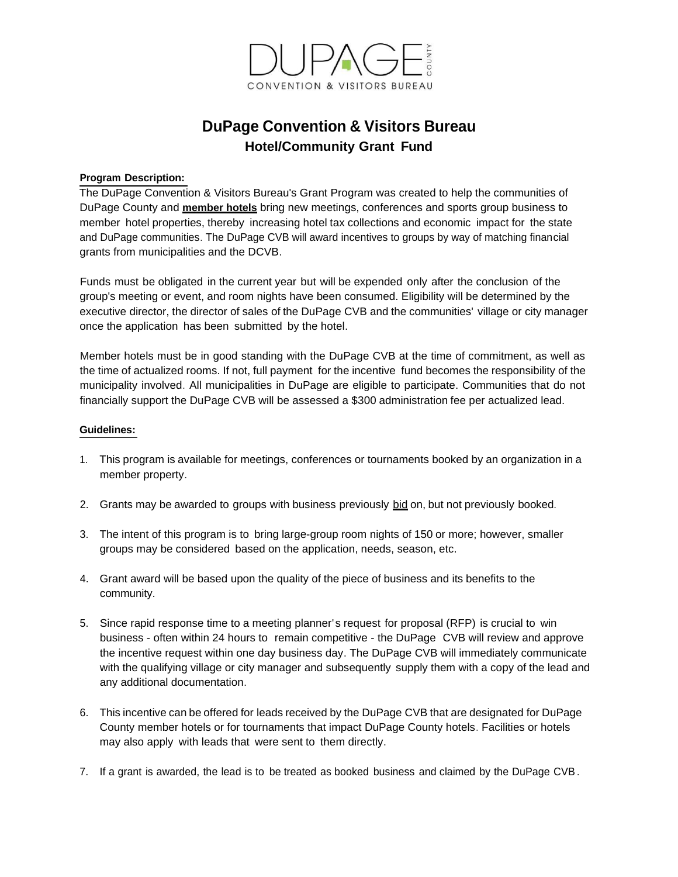# DuPage Convention & Visitors Bureau
## Hotel/Community Grant Fund

**Program Description:**

The DuPage Convention & Visitors Bureau's Grant Program was created to help the communities of DuPage County and **member hotels** bring new meetings, conferences and sports group business to member hotel properties, thereby increasing hotel tax collections and economic impact for the state and DuPage communities. The DuPage CVB will award incentives to groups by way of matching financial grants from municipalities and the DCVB.

Funds must be obligated in the current year but will be expended only after the conclusion of the group's meeting or event, and room nights have been consumed. Eligibility will be determined by the executive director, the director of sales of the DuPage CVB and the communities' village or city manager once the application has been submitted by the hotel.

Member hotels must be in good standing with the DuPage CVB at the time of commitment, as well as the time of actualized rooms. If not, full payment for the incentive fund becomes the responsibility of the municipality involved. All municipalities in DuPage are eligible to participate. Communities that do not financially support the DuPage CVB will be assessed a $300 administration fee per actualized lead.

**Guidelines:**

1. This program is available for meetings, conferences or tournaments booked by an organization in a member property.
2. Grants may be awarded to groups with business previously bid on, but not previously booked.
3. The intent of this program is to bring large-group room nights of 150 or more; however, smaller groups may be considered based on the application, needs, season, etc.
4. Grant award will be based upon the quality of the piece of business and its benefits to the community.
5. Since rapid response time to a meeting planner's request for proposal (RFP) is crucial to win business - often within 24 hours to remain competitive - the DuPage CVB will review and approve the incentive request within one day business day. The DuPage CVB will immediately communicate with the qualifying village or city manager and subsequently supply them with a copy of the lead and any additional documentation.
6. This incentive can be offered for leads received by the DuPage CVB that are designated for DuPage County member hotels or for tournaments that impact DuPage County hotels. Facilities or hotels may also apply with leads that were sent to them directly.
7. If a grant is awarded, the lead is to be treated as booked business and claimed by the DuPage CVB.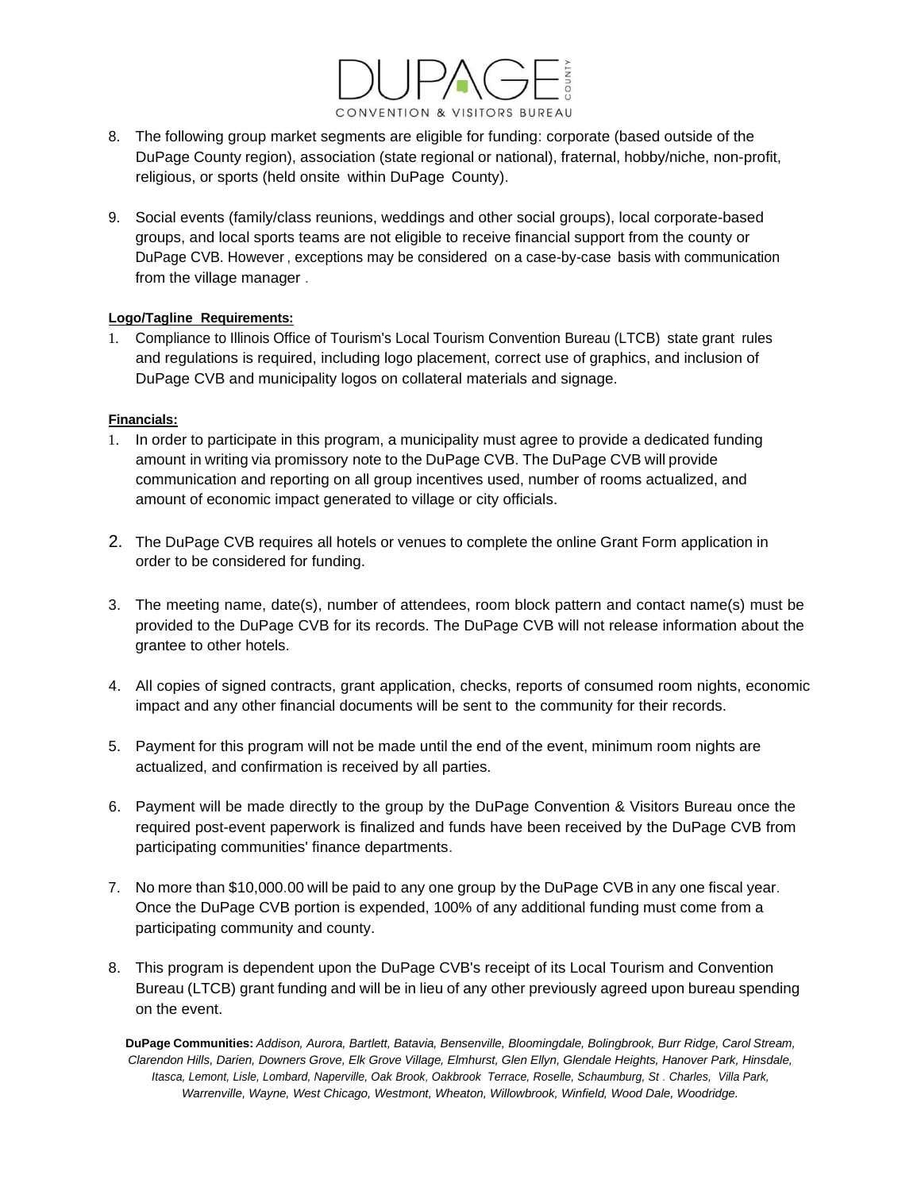8. The following group market segments are eligible for funding: corporate (based outside of the DuPage County region), association (state regional or national), fraternal, hobby/niche, non-profit, religious, or sports (held onsite within DuPage County).

9. Social events (family/class reunions, weddings and other social groups), local corporate-based groups, and local sports teams are not eligible to receive financial support from the county or DuPage CVB. However, exceptions may be considered on a case-by-case basis with communication from the village manager.

**Logo/Tagline Requirements:**

1. Compliance to Illinois Office of Tourism's Local Tourism Convention Bureau (LTCB) state grant rules and regulations is required, including logo placement, correct use of graphics, and inclusion of DuPage CVB and municipality logos on collateral materials and signage.

**Financials:**

1. In order to participate in this program, a municipality must agree to provide a dedicated funding amount in writing via promissory note to the DuPage CVB. The DuPage CVB will provide communication and reporting on all group incentives used, number of rooms actualized, and amount of economic impact generated to village or city officials.

2. The DuPage CVB requires all hotels or venues to complete the online Grant Form application in order to be considered for funding.

3. The meeting name, date(s), number of attendees, room block pattern and contact name(s) must be provided to the DuPage CVB for its records. The DuPage CVB will not release information about the grantee to other hotels.

4. All copies of signed contracts, grant application, checks, reports of consumed room nights, economic impact and any other financial documents will be sent to the community for their records.

5. Payment for this program will not be made until the end of the event, minimum room nights are actualized, and confirmation is received by all parties.

6. Payment will be made directly to the group by the DuPage Convention & Visitors Bureau once the required post-event paperwork is finalized and funds have been received by the DuPage CVB from participating communities' finance departments.

7. No more than $10,000.00 will be paid to any one group by the DuPage CVB in any one fiscal year. Once the DuPage CVB portion is expended, 100% of any additional funding must come from a participating community and county.

8. This program is dependent upon the DuPage CVB's receipt of its Local Tourism and Convention Bureau (LTCB) grant funding and will be in lieu of any other previously agreed upon bureau spending on the event.

**DuPage Communities:** *Addison, Aurora, Bartlett, Batavia, Bensenville, Bloomingdale, Bolingbrook, Burr Ridge, Carol Stream, Clarendon Hills, Darien, Downers Grove, Elk Grove Village, Elmhurst, Glen Ellyn, Glendale Heights, Hanover Park, Hinsdale, Itasca, Lemont, Lisle, Lombard, Naperville, Oak Brook, Oakbrook Terrace, Roselle, Schaumburg, St. Charles, Villa Park, Warrenville, Wayne, West Chicago, Westmont, Wheaton, Willowbrook, Winfield, Wood Dale, Woodridge.*